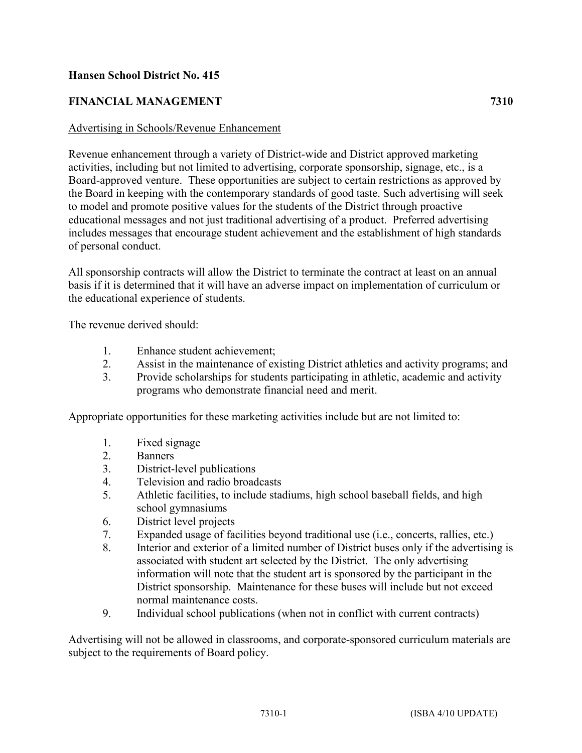**Hansen School District No. 415**

**FINANCIAL MANAGEMENT 7310**

Advertising in Schools/Revenue Enhancement

Revenue enhancement through a variety of District-wide and District approved marketing activities, including but not limited to advertising, corporate sponsorship, signage, etc., is a Board-approved venture. These opportunities are subject to certain restrictions as approved by the Board in keeping with the contemporary standards of good taste. Such advertising will seek to model and promote positive values for the students of the District through proactive educational messages and not just traditional advertising of a product. Preferred advertising includes messages that encourage student achievement and the establishment of high standards of personal conduct.

All sponsorship contracts will allow the District to terminate the contract at least on an annual basis if it is determined that it will have an adverse impact on implementation of curriculum or the educational experience of students.

The revenue derived should:

1. Enhance student achievement;
2. Assist in the maintenance of existing District athletics and activity programs; and
3. Provide scholarships for students participating in athletic, academic and activity programs who demonstrate financial need and merit.

Appropriate opportunities for these marketing activities include but are not limited to:

1. Fixed signage
2. Banners
3. District-level publications
4. Television and radio broadcasts
5. Athletic facilities, to include stadiums, high school baseball fields, and high school gymnasiums
6. District level projects
7. Expanded usage of facilities beyond traditional use (i.e., concerts, rallies, etc.)
8. Interior and exterior of a limited number of District buses only if the advertising is associated with student art selected by the District. The only advertising information will note that the student art is sponsored by the participant in the District sponsorship. Maintenance for these buses will include but not exceed normal maintenance costs.
9. Individual school publications (when not in conflict with current contracts)

Advertising will not be allowed in classrooms, and corporate-sponsored curriculum materials are subject to the requirements of Board policy.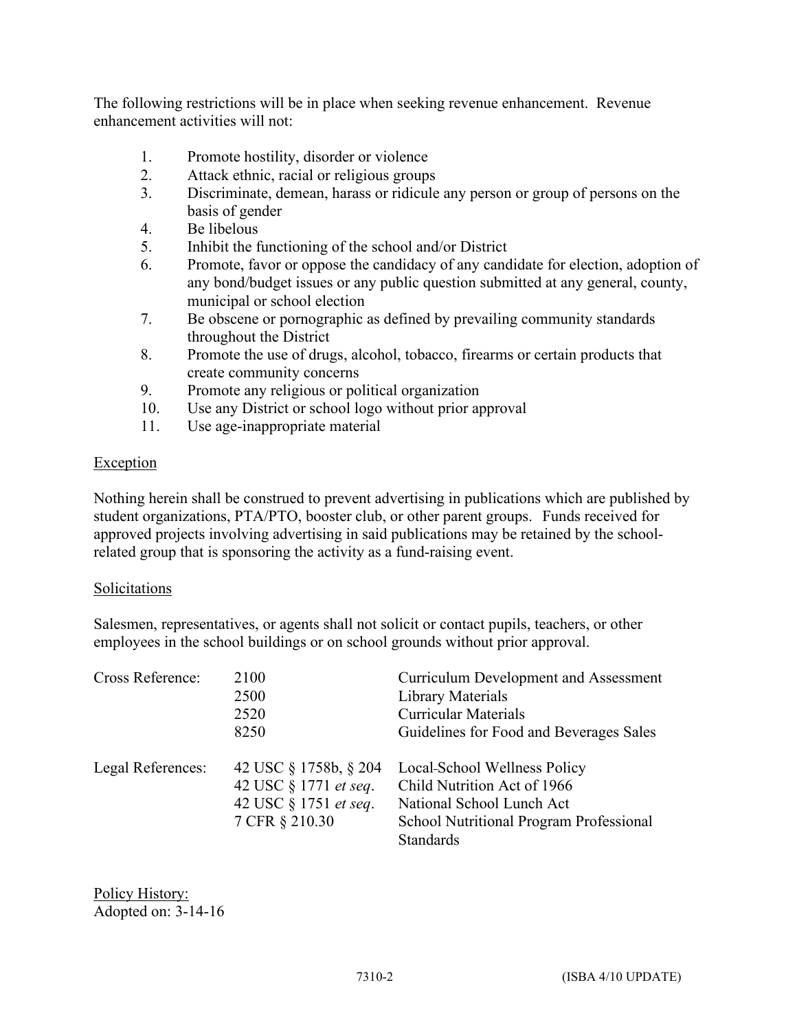The following restrictions will be in place when seeking revenue enhancement. Revenue enhancement activities will not:

1. Promote hostility, disorder or violence
2. Attack ethnic, racial or religious groups
3. Discriminate, demean, harass or ridicule any person or group of persons on the basis of gender
4. Be libelous
5. Inhibit the functioning of the school and/or District
6. Promote, favor or oppose the candidacy of any candidate for election, adoption of any bond/budget issues or any public question submitted at any general, county, municipal or school election
7. Be obscene or pornographic as defined by prevailing community standards throughout the District
8. Promote the use of drugs, alcohol, tobacco, firearms or certain products that create community concerns
9. Promote any religious or political organization
10. Use any District or school logo without prior approval
11. Use age-inappropriate material

<u>Exception</u>

Nothing herein shall be construed to prevent advertising in publications which are published by student organizations, PTA/PTO, booster club, or other parent groups. Funds received for approved projects involving advertising in said publications may be retained by the school-related group that is sponsoring the activity as a fund-raising event.

<u>Solicitations</u>

Salesmen, representatives, or agents shall not solicit or contact pupils, teachers, or other employees in the school buildings or on school grounds without prior approval.

| | | |
|---|---|---|
| Cross Reference: | 2100 | Curriculum Development and Assessment |
| | 2500 | Library Materials |
| | 2520 | Curricular Materials |
| | 8250 | Guidelines for Food and Beverages Sales |
| Legal References: | 42 USC § 1758b, § 204 | Local-School Wellness Policy |
| | 42 USC § 1771 *et seq*. | Child Nutrition Act of 1966 |
| | 42 USC § 1751 *et seq*. | National School Lunch Act |
| | 7 CFR § 210.30 | School Nutritional Program Professional Standards |

<u>Policy History:</u>
Adopted on: 3-14-16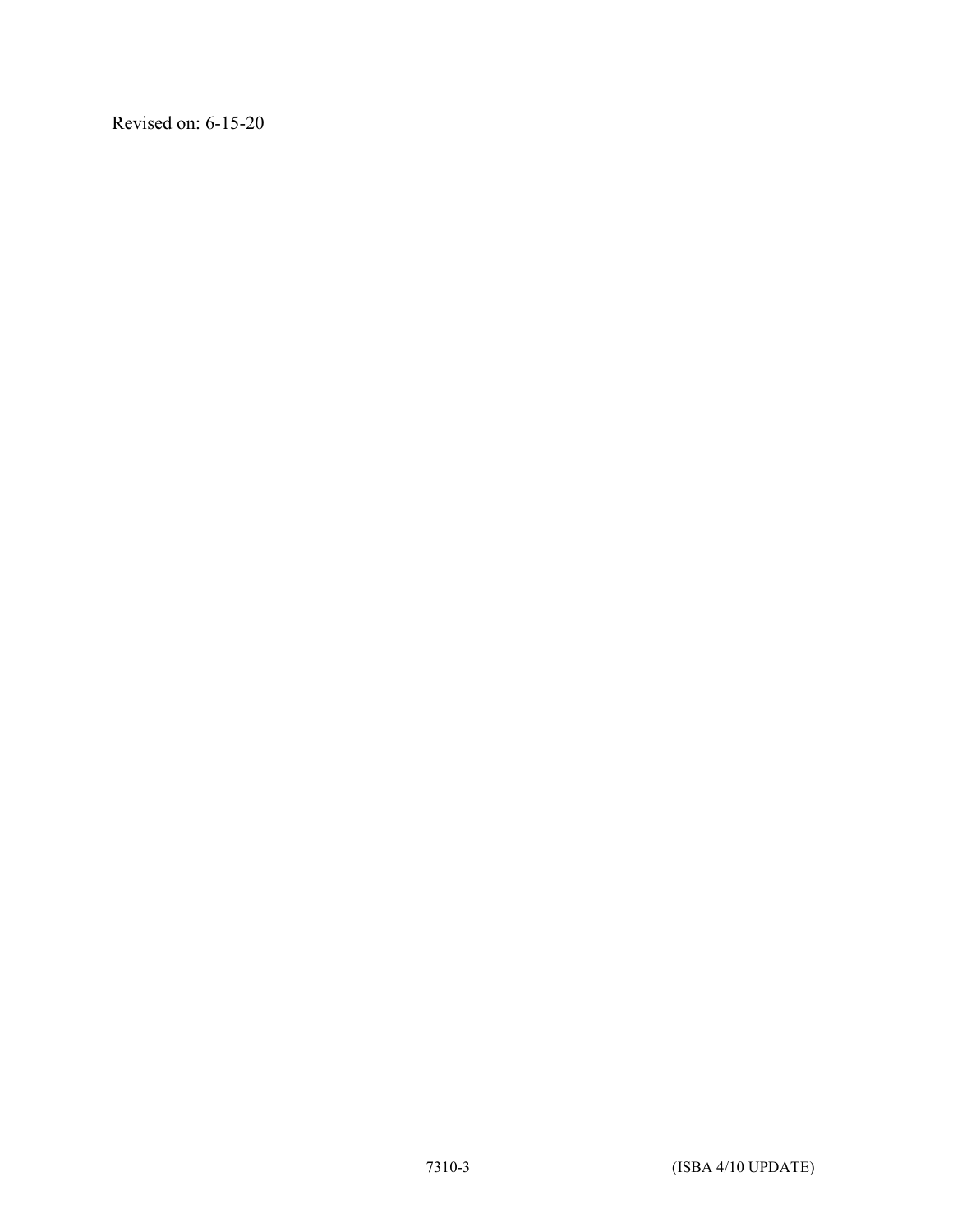Revised on: 6-15-20